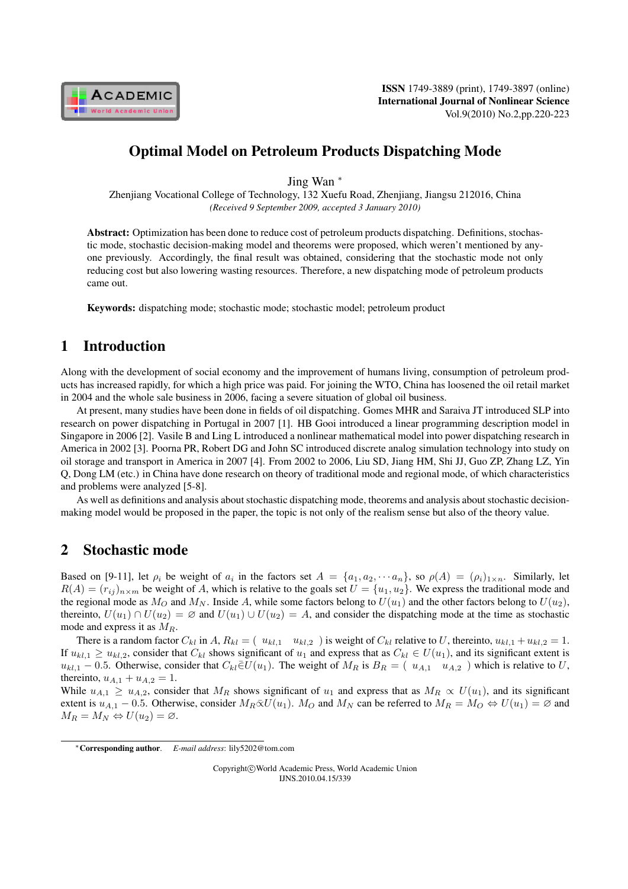# Optimal Model on Petroleum Products Dispatching Mode

Jing Wan *

Zhenjiang Vocational College of Technology, 132 Xuefu Road, Zhenjiang, Jiangsu 212016, China

*(Received 9 September 2009, accepted 3 January 2010)*

**Abstract:** Optimization has been done to reduce cost of petroleum products dispatching. Definitions, stochastic mode, stochastic decision-making model and theorems were proposed, which weren't mentioned by anyone previously. Accordingly, the final result was obtained, considering that the stochastic mode not only reducing cost but also lowering wasting resources. Therefore, a new dispatching mode of petroleum products came out.

**Keywords:** dispatching mode; stochastic mode; stochastic model; petroleum product

## 1 Introduction

Along with the development of social economy and the improvement of humans living, consumption of petroleum products has increased rapidly, for which a high price was paid. For joining the WTO, China has loosened the oil retail market in 2004 and the whole sale business in 2006, facing a severe situation of global oil business.

At present, many studies have been done in fields of oil dispatching. Gomes MHR and Saraiva JT introduced SLP into research on power dispatching in Portugal in 2007 [1]. HB Gooi introduced a linear programming description model in Singapore in 2006 [2]. Vasile B and Ling L introduced a nonlinear mathematical model into power dispatching research in America in 2002 [3]. Poorna PR, Robert DG and John SC introduced discrete analog simulation technology into study on oil storage and transport in America in 2007 [4]. From 2002 to 2006, Liu SD, Jiang HM, Shi JJ, Guo ZP, Zhang LZ, Yin Q, Dong LM (etc.) in China have done research on theory of traditional mode and regional mode, of which characteristics and problems were analyzed [5-8].

As well as definitions and analysis about stochastic dispatching mode, theorems and analysis about stochastic decision-making model would be proposed in the paper, the topic is not only of the realism sense but also of the theory value.

## 2 Stochastic mode

Based on [9-11], let $\rho_i$ be weight of $a_i$ in the factors set $A = \{a_1, a_2, \cdots a_n\}$, so $\rho(A) = (\rho_i)_{1\times n}$. Similarly, let $R(A) = (r_{ij})_{n\times m}$ be weight of $A$, which is relative to the goals set $U = \{u_1, u_2\}$. We express the traditional mode and the regional mode as $M_O$ and $M_N$. Inside $A$, while some factors belong to $U(u_1)$ and the other factors belong to $U(u_2)$, thereinto, $U(u_1) \cap U(u_2) = \varnothing$ and $U(u_1) \cup U(u_2) = A$, and consider the dispatching mode at the time as stochastic mode and express it as $M_R$.

There is a random factor $C_{kl}$ in $A$, $R_{kl} = (\ u_{kl,1} \quad u_{kl,2}\ )$ is weight of $C_{kl}$ relative to $U$, thereinto, $u_{kl,1} + u_{kl,2} = 1$. If $u_{kl,1} \geq u_{kl,2}$, consider that $C_{kl}$ shows significant of $u_1$ and express that as $C_{kl} \in U(u_1)$, and its significant extent is $u_{kl,1} - 0.5$. Otherwise, consider that $C_{kl} \bar{\in} U(u_1)$. The weight of $M_R$ is $B_R = (\ u_{A,1} \quad u_{A,2}\ )$ which is relative to $U$, thereinto, $u_{A,1} + u_{A,2} = 1$.

While $u_{A,1} \geq u_{A,2}$, consider that $M_R$ shows significant of $u_1$ and express that as $M_R \propto U(u_1)$, and its significant extent is $u_{A,1} - 0.5$. Otherwise, consider $M_R \bar{\propto} U(u_1)$. $M_O$ and $M_N$ can be referred to $M_R = M_O \Leftrightarrow U(u_1) = \varnothing$ and $M_R = M_N \Leftrightarrow U(u_2) = \varnothing$.

*Corresponding author. *E-mail address*: lily5202@tom.com

Copyright©World Academic Press, World Academic Union
IJNS.2010.04.15/339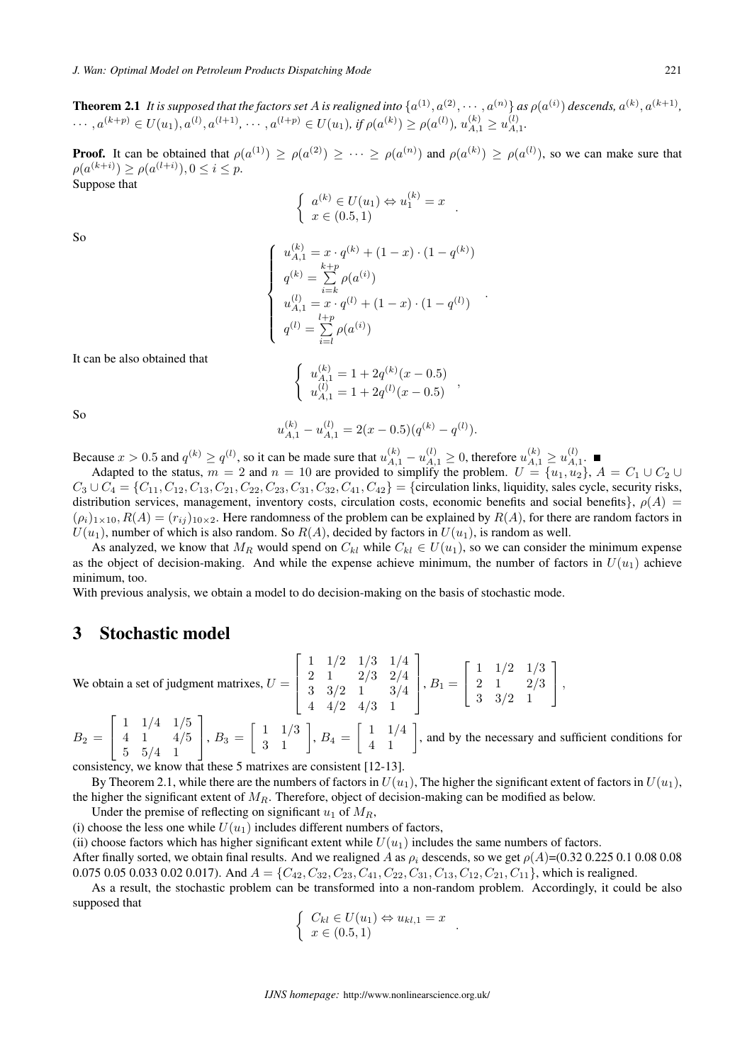**Theorem 2.1** *It is supposed that the factors set $A$ is realigned into $\{a^{(1)}, a^{(2)}, \cdots, a^{(n)}\}$ as $\rho(a^{(i)})$ descends, $a^{(k)}, a^{(k+1)}, \cdots, a^{(k+p)} \in U(u_1), a^{(l)}, a^{(l+1)}, \cdots, a^{(l+p)} \in U(u_1)$, if $\rho(a^{(k)}) \geq \rho(a^{(l)})$, $u_{A,1}^{(k)} \geq u_{A,1}^{(l)}$.*

**Proof.** It can be obtained that $\rho(a^{(1)}) \geq \rho(a^{(2)}) \geq \cdots \geq \rho(a^{(n)})$ and $\rho(a^{(k)}) \geq \rho(a^{(l)})$, so we can make sure that $\rho(a^{(k+i)}) \geq \rho(a^{(l+i)}), 0 \leq i \leq p$.

Suppose that

$$\begin{cases} a^{(k)} \in U(u_1) \Leftrightarrow u_1^{(k)} = x \\ x \in (0.5, 1) \end{cases}.$$

So

$$\begin{cases} u_{A,1}^{(k)} = x \cdot q^{(k)} + (1-x) \cdot (1-q^{(k)}) \\ q^{(k)} = \sum\limits_{i=k}^{k+p} \rho(a^{(i)}) \\ u_{A,1}^{(l)} = x \cdot q^{(l)} + (1-x) \cdot (1-q^{(l)}) \\ q^{(l)} = \sum\limits_{i=l}^{l+p} \rho(a^{(i)}) \end{cases}.$$

It can be also obtained that

$$\begin{cases} u_{A,1}^{(k)} = 1 + 2q^{(k)}(x - 0.5) \\ u_{A,1}^{(l)} = 1 + 2q^{(l)}(x - 0.5) \end{cases},$$

So

$$u_{A,1}^{(k)} - u_{A,1}^{(l)} = 2(x - 0.5)(q^{(k)} - q^{(l)}).$$

Because $x > 0.5$ and $q^{(k)} \geq q^{(l)}$, so it can be made sure that $u_{A,1}^{(k)} - u_{A,1}^{(l)} \geq 0$, therefore $u_{A,1}^{(k)} \geq u_{A,1}^{(l)}$. ■

Adapted to the status, $m = 2$ and $n = 10$ are provided to simplify the problem. $U = \{u_1, u_2\}$, $A = C_1 \cup C_2 \cup C_3 \cup C_4 = \{C_{11}, C_{12}, C_{13}, C_{21}, C_{22}, C_{23}, C_{31}, C_{32}, C_{41}, C_{42}\}$ = {circulation links, liquidity, sales cycle, security risks, distribution services, management, inventory costs, circulation costs, economic benefits and social benefits}, $\rho(A) = (\rho_i)_{1\times 10}$, $R(A) = (r_{ij})_{10\times 2}$. Here randomness of the problem can be explained by $R(A)$, for there are random factors in $U(u_1)$, number of which is also random. So $R(A)$, decided by factors in $U(u_1)$, is random as well.

As analyzed, we know that $M_R$ would spend on $C_{kl}$ while $C_{kl} \in U(u_1)$, so we can consider the minimum expense as the object of decision-making. And while the expense achieve minimum, the number of factors in $U(u_1)$ achieve minimum, too.

With previous analysis, we obtain a model to do decision-making on the basis of stochastic mode.

## 3 Stochastic model

We obtain a set of judgment matrixes, $U = \begin{bmatrix} 1 & 1/2 & 1/3 & 1/4 \\ 2 & 1 & 2/3 & 2/4 \\ 3 & 3/2 & 1 & 3/4 \\ 4 & 4/2 & 4/3 & 1 \end{bmatrix}$, $B_1 = \begin{bmatrix} 1 & 1/2 & 1/3 \\ 2 & 1 & 2/3 \\ 3 & 3/2 & 1 \end{bmatrix}$, $B_2 = \begin{bmatrix} 1 & 1/4 & 1/5 \\ 4 & 1 & 4/5 \\ 5 & 5/4 & 1 \end{bmatrix}$, $B_3 = \begin{bmatrix} 1 & 1/3 \\ 3 & 1 \end{bmatrix}$, $B_4 = \begin{bmatrix} 1 & 1/4 \\ 4 & 1 \end{bmatrix}$, and by the necessary and sufficient conditions for consistency, we know that these 5 matrixes are consistent [12-13].

By Theorem 2.1, while there are the numbers of factors in $U(u_1)$, The higher the significant extent of factors in $U(u_1)$, the higher the significant extent of $M_R$. Therefore, object of decision-making can be modified as below.

Under the premise of reflecting on significant $u_1$ of $M_R$,

(i) choose the less one while $U(u_1)$ includes different numbers of factors,

(ii) choose factors which has higher significant extent while $U(u_1)$ includes the same numbers of factors.

After finally sorted, we obtain final results. And we realigned $A$ as $\rho_i$ descends, so we get $\rho(A)$=(0.32 0.225 0.1 0.08 0.08 0.075 0.05 0.033 0.02 0.017). And $A = \{C_{42}, C_{32}, C_{23}, C_{41}, C_{22}, C_{31}, C_{13}, C_{12}, C_{21}, C_{11}\}$, which is realigned.

As a result, the stochastic problem can be transformed into a non-random problem. Accordingly, it could be also supposed that

$$\begin{cases} C_{kl} \in U(u_1) \Leftrightarrow u_{kl,1} = x \\ x \in (0.5, 1) \end{cases}.$$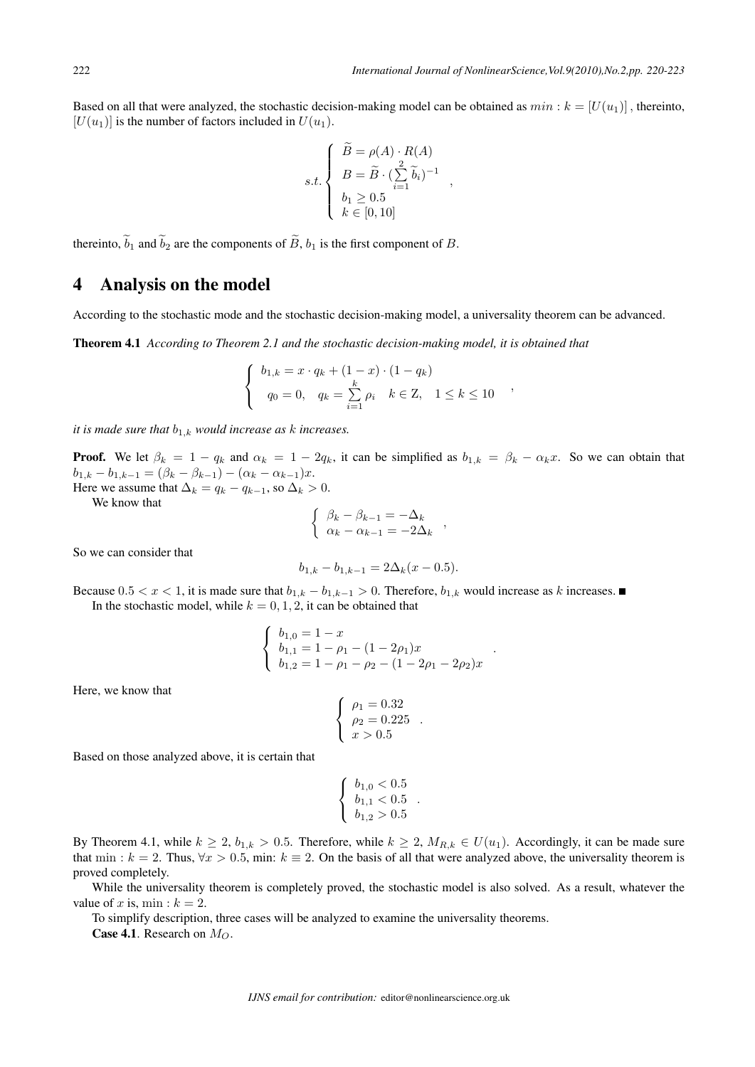Based on all that were analyzed, the stochastic decision-making model can be obtained as $min : k = [U(u_1)]$ , thereinto, $[U(u_1)]$ is the number of factors included in $U(u_1)$.

$$
s.t. \begin{cases} \widetilde{B} = \rho(A) \cdot R(A) \\ B = \widetilde{B} \cdot (\sum_{i=1}^{2} \widetilde{b}_i)^{-1} \\ b_1 \geq 0.5 \\ k \in [0, 10] \end{cases} ,
$$

thereinto, $\widetilde{b}_1$ and $\widetilde{b}_2$ are the components of $\widetilde{B}$, $b_1$ is the first component of $B$.

## 4 Analysis on the model

According to the stochastic mode and the stochastic decision-making model, a universality theorem can be advanced.

**Theorem 4.1** *According to Theorem 2.1 and the stochastic decision-making model, it is obtained that*

$$
\begin{cases} b_{1,k} = x \cdot q_k + (1 - x) \cdot (1 - q_k) \\ q_0 = 0, \quad q_k = \sum_{i=1}^{k} \rho_i \quad k \in \mathrm{Z}, \quad 1 \leq k \leq 10 \end{cases} ,
$$

*it is made sure that $b_{1,k}$ would increase as $k$ increases.*

**Proof.** We let $\beta_k = 1 - q_k$ and $\alpha_k = 1 - 2q_k$, it can be simplified as $b_{1,k} = \beta_k - \alpha_k x$. So we can obtain that $b_{1,k} - b_{1,k-1} = (\beta_k - \beta_{k-1}) - (\alpha_k - \alpha_{k-1})x$.

Here we assume that $\Delta_k = q_k - q_{k-1}$, so $\Delta_k > 0$.

We know that

$$
\begin{cases} \beta_k - \beta_{k-1} = -\Delta_k \\ \alpha_k - \alpha_{k-1} = -2\Delta_k \end{cases} ,
$$

So we can consider that

$$
b_{1,k} - b_{1,k-1} = 2\Delta_k(x - 0.5).
$$

Because $0.5 < x < 1$, it is made sure that $b_{1,k} - b_{1,k-1} > 0$. Therefore, $b_{1,k}$ would increase as $k$ increases. ∎

In the stochastic model, while $k = 0, 1, 2$, it can be obtained that

$$
\begin{cases} b_{1,0} = 1 - x \\ b_{1,1} = 1 - \rho_1 - (1 - 2\rho_1)x \\ b_{1,2} = 1 - \rho_1 - \rho_2 - (1 - 2\rho_1 - 2\rho_2)x \end{cases} .
$$

Here, we know that

$$
\begin{cases} \rho_1 = 0.32 \\ \rho_2 = 0.225 \\ x > 0.5 \end{cases} .
$$

Based on those analyzed above, it is certain that

$$
\begin{cases} b_{1,0} < 0.5 \\ b_{1,1} < 0.5 \\ b_{1,2} > 0.5 \end{cases} .
$$

By Theorem 4.1, while $k \geq 2$, $b_{1,k} > 0.5$. Therefore, while $k \geq 2$, $M_{R,k} \in U(u_1)$. Accordingly, it can be made sure that $\min : k = 2$. Thus, $\forall x > 0.5$, min: $k \equiv 2$. On the basis of all that were analyzed above, the universality theorem is proved completely.

While the universality theorem is completely proved, the stochastic model is also solved. As a result, whatever the value of $x$ is, $\min : k = 2$.

To simplify description, three cases will be analyzed to examine the universality theorems.

**Case 4.1**. Research on $M_O$.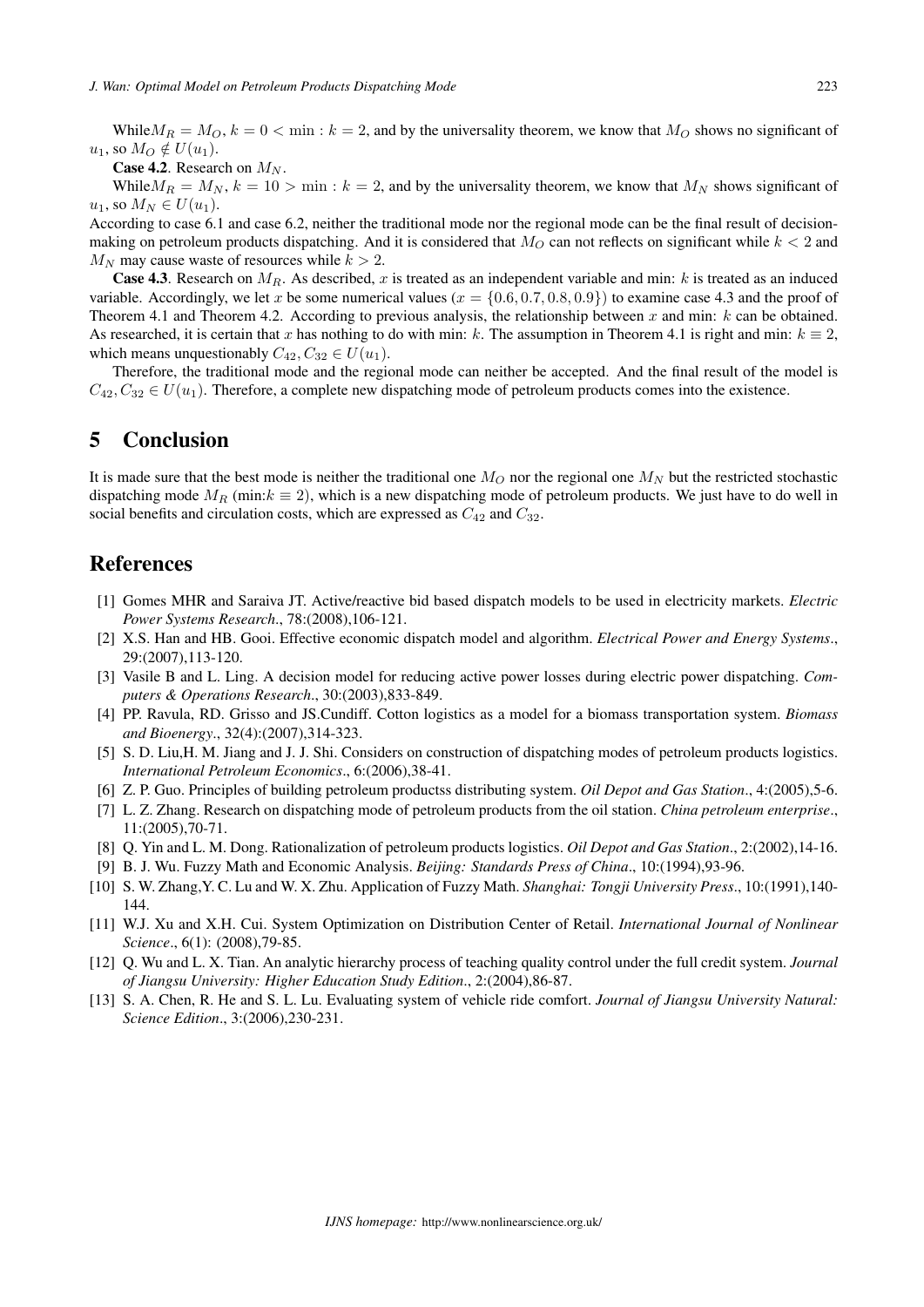While$M_R = M_O$, $k = 0 < \min : k = 2$, and by the universality theorem, we know that $M_O$ shows no significant of $u_1$, so $M_O \notin U(u_1)$.

**Case 4.2**. Research on $M_N$.

While$M_R = M_N$, $k = 10 > \min : k = 2$, and by the universality theorem, we know that $M_N$ shows significant of $u_1$, so $M_N \in U(u_1)$.

According to case 6.1 and case 6.2, neither the traditional mode nor the regional mode can be the final result of decision-making on petroleum products dispatching. And it is considered that $M_O$ can not reflects on significant while $k < 2$ and $M_N$ may cause waste of resources while $k > 2$.

**Case 4.3**. Research on $M_R$. As described, $x$ is treated as an independent variable and min: $k$ is treated as an induced variable. Accordingly, we let $x$ be some numerical values ($x = \{0.6, 0.7, 0.8, 0.9\}$) to examine case 4.3 and the proof of Theorem 4.1 and Theorem 4.2. According to previous analysis, the relationship between $x$ and min: $k$ can be obtained. As researched, it is certain that $x$ has nothing to do with min: $k$. The assumption in Theorem 4.1 is right and min: $k \equiv 2$, which means unquestionably $C_{42}, C_{32} \in U(u_1)$.

Therefore, the traditional mode and the regional mode can neither be accepted. And the final result of the model is $C_{42}, C_{32} \in U(u_1)$. Therefore, a complete new dispatching mode of petroleum products comes into the existence.

## 5 Conclusion

It is made sure that the best mode is neither the traditional one $M_O$ nor the regional one $M_N$ but the restricted stochastic dispatching mode $M_R$ (min:$k \equiv 2$), which is a new dispatching mode of petroleum products. We just have to do well in social benefits and circulation costs, which are expressed as $C_{42}$ and $C_{32}$.

## References

[1] Gomes MHR and Saraiva JT. Active/reactive bid based dispatch models to be used in electricity markets. *Electric Power Systems Research*., 78:(2008),106-121.

[2] X.S. Han and HB. Gooi. Effective economic dispatch model and algorithm. *Electrical Power and Energy Systems*., 29:(2007),113-120.

[3] Vasile B and L. Ling. A decision model for reducing active power losses during electric power dispatching. *Computers & Operations Research*., 30:(2003),833-849.

[4] PP. Ravula, RD. Grisso and JS.Cundiff. Cotton logistics as a model for a biomass transportation system. *Biomass and Bioenergy*., 32(4):(2007),314-323.

[5] S. D. Liu,H. M. Jiang and J. J. Shi. Considers on construction of dispatching modes of petroleum products logistics. *International Petroleum Economics*., 6:(2006),38-41.

[6] Z. P. Guo. Principles of building petroleum productss distributing system. *Oil Depot and Gas Station*., 4:(2005),5-6.

[7] L. Z. Zhang. Research on dispatching mode of petroleum products from the oil station. *China petroleum enterprise*., 11:(2005),70-71.

[8] Q. Yin and L. M. Dong. Rationalization of petroleum products logistics. *Oil Depot and Gas Station*., 2:(2002),14-16.

[9] B. J. Wu. Fuzzy Math and Economic Analysis. *Beijing: Standards Press of China*., 10:(1994),93-96.

[10] S. W. Zhang,Y. C. Lu and W. X. Zhu. Application of Fuzzy Math. *Shanghai: Tongji University Press*., 10:(1991),140-144.

[11] W.J. Xu and X.H. Cui. System Optimization on Distribution Center of Retail. *International Journal of Nonlinear Science*., 6(1): (2008),79-85.

[12] Q. Wu and L. X. Tian. An analytic hierarchy process of teaching quality control under the full credit system. *Journal of Jiangsu University: Higher Education Study Edition*., 2:(2004),86-87.

[13] S. A. Chen, R. He and S. L. Lu. Evaluating system of vehicle ride comfort. *Journal of Jiangsu University Natural: Science Edition*., 3:(2006),230-231.